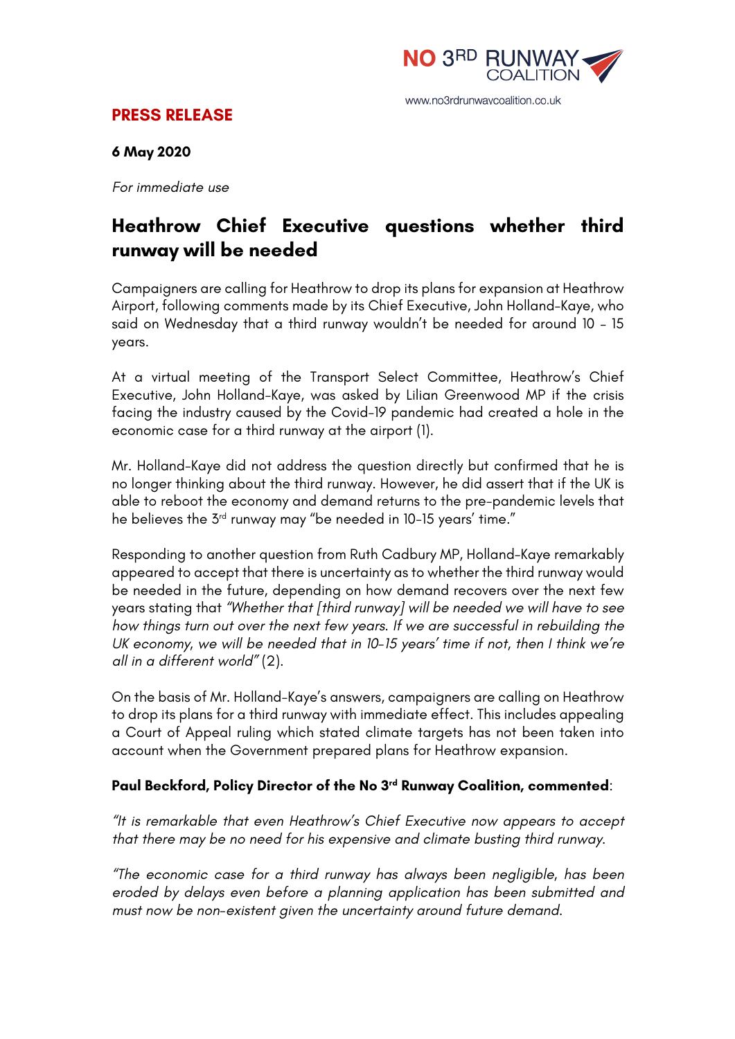NO 3RD RUNWAY COALITION

www.no3rdrunwaycoalition.co.uk

**PRESS RELEASE**

**6 May 2020**

*For immediate use*

# Heathrow Chief Executive questions whether third runway will be needed

Campaigners are calling for Heathrow to drop its plans for expansion at Heathrow Airport, following comments made by its Chief Executive, John Holland-Kaye, who said on Wednesday that a third runway wouldn't be needed for around 10 – 15 years.

At a virtual meeting of the Transport Select Committee, Heathrow's Chief Executive, John Holland-Kaye, was asked by Lilian Greenwood MP if the crisis facing the industry caused by the Covid-19 pandemic had created a hole in the economic case for a third runway at the airport (1).

Mr. Holland-Kaye did not address the question directly but confirmed that he is no longer thinking about the third runway. However, he did assert that if the UK is able to reboot the economy and demand returns to the pre-pandemic levels that he believes the 3rd runway may "be needed in 10-15 years' time."

Responding to another question from Ruth Cadbury MP, Holland-Kaye remarkably appeared to accept that there is uncertainty as to whether the third runway would be needed in the future, depending on how demand recovers over the next few years stating that *"Whether that [third runway] will be needed we will have to see how things turn out over the next few years. If we are successful in rebuilding the UK economy, we will be needed that in 10-15 years' time if not, then I think we're all in a different world"* (2).

On the basis of Mr. Holland-Kaye's answers, campaigners are calling on Heathrow to drop its plans for a third runway with immediate effect. This includes appealing a Court of Appeal ruling which stated climate targets has not been taken into account when the Government prepared plans for Heathrow expansion.

**Paul Beckford, Policy Director of the No 3rd Runway Coalition, commented**:

*"It is remarkable that even Heathrow's Chief Executive now appears to accept that there may be no need for his expensive and climate busting third runway.*

*"The economic case for a third runway has always been negligible, has been eroded by delays even before a planning application has been submitted and must now be non-existent given the uncertainty around future demand.*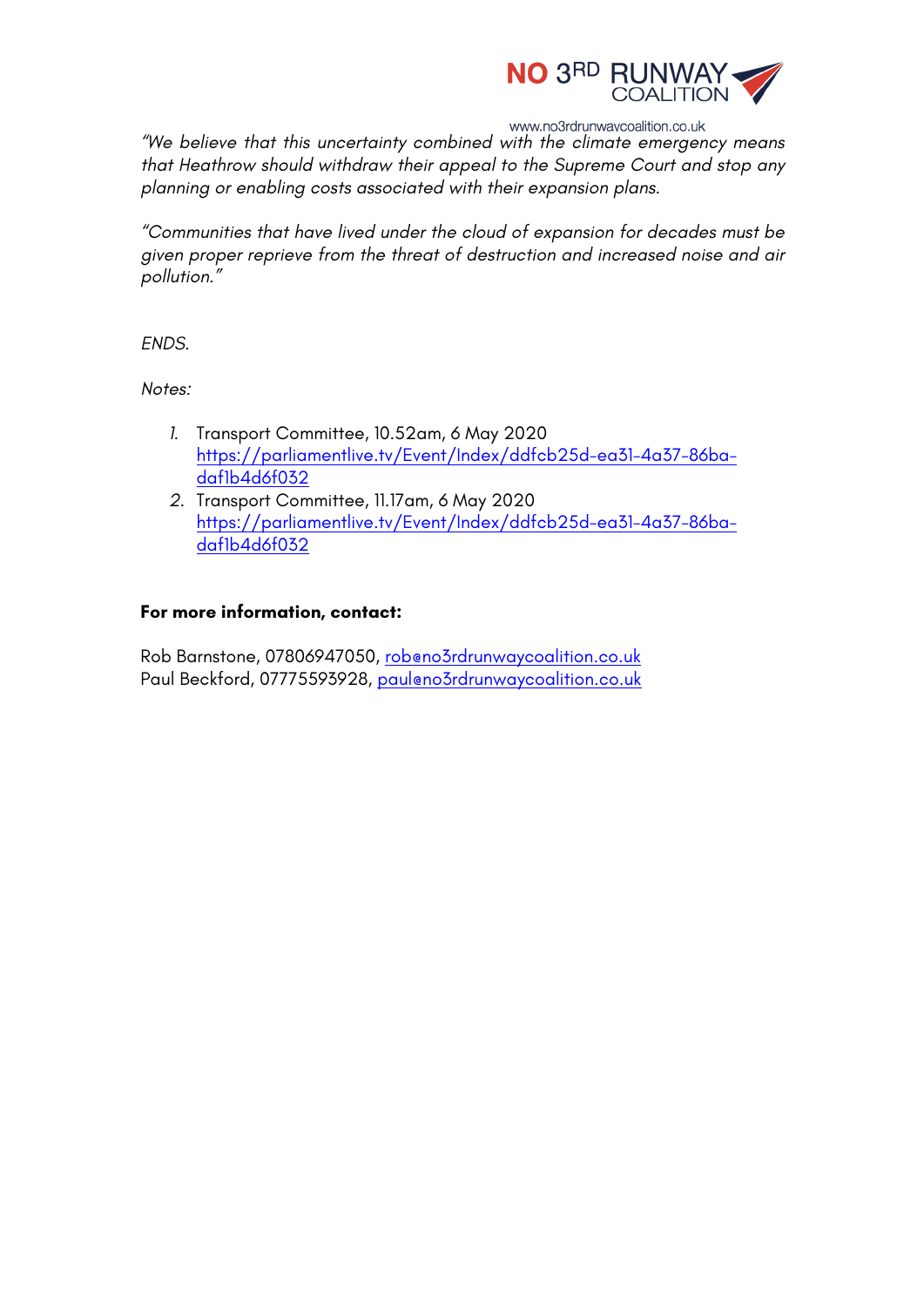*"We believe that this uncertainty combined with the climate emergency means that Heathrow should withdraw their appeal to the Supreme Court and stop any planning or enabling costs associated with their expansion plans.*

*"Communities that have lived under the cloud of expansion for decades must be given proper reprieve from the threat of destruction and increased noise and air pollution."*

*ENDS.*

*Notes:*

1. Transport Committee, 10.52am, 6 May 2020 https://parliamentlive.tv/Event/Index/ddfcb25d-ea31-4a37-86ba-daf1b4d6f032
2. Transport Committee, 11.17am, 6 May 2020 https://parliamentlive.tv/Event/Index/ddfcb25d-ea31-4a37-86ba-daf1b4d6f032

**For more information, contact:**

Rob Barnstone, 07806947050, rob@no3rdrunwaycoalition.co.uk
Paul Beckford, 07775593928, paul@no3rdrunwaycoalition.co.uk